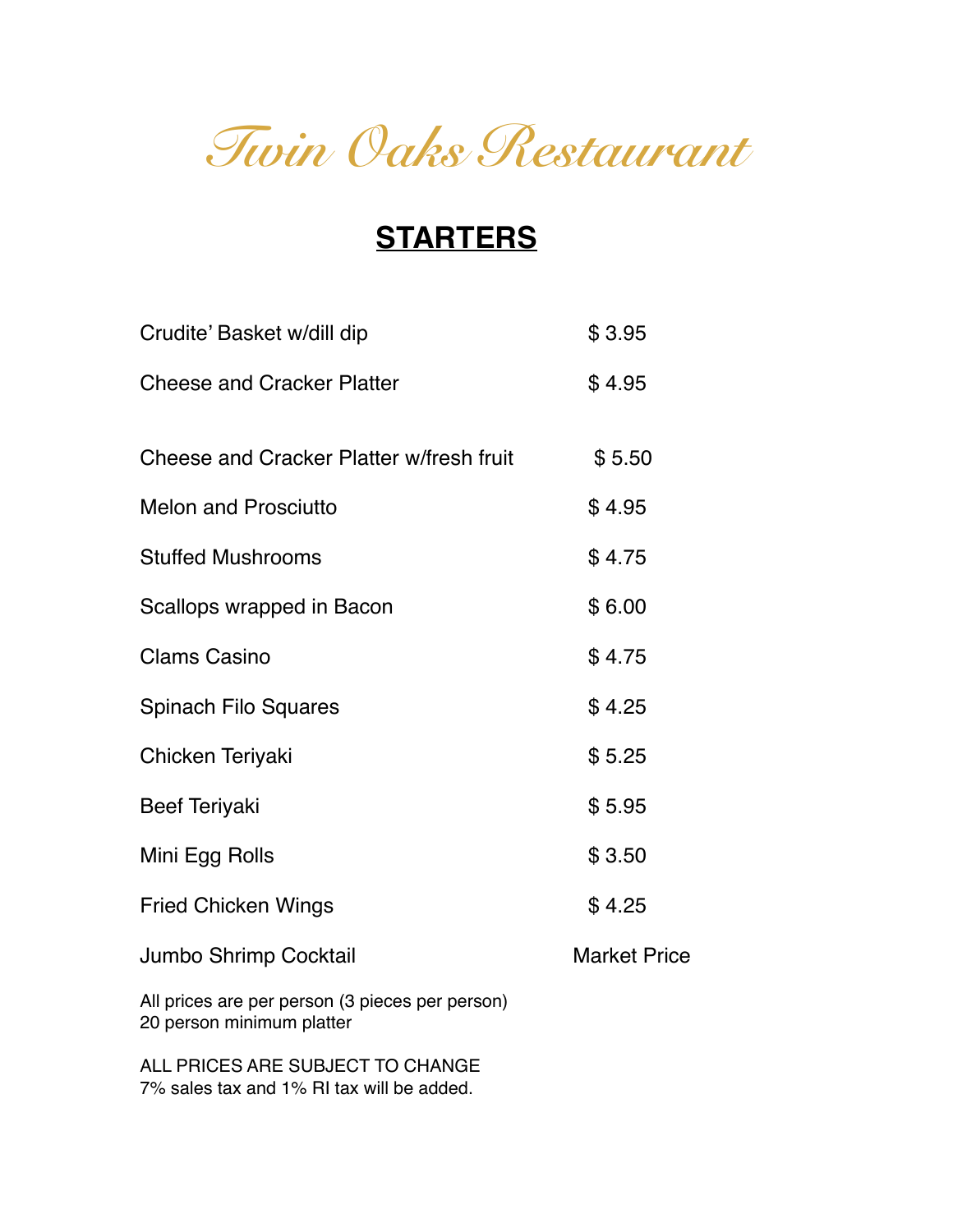# Twin Oaks Restaurant

## STARTERS

| Item | Price |
|---|---|
| Crudite' Basket w/dill dip | $ 3.95 |
| Cheese and Cracker Platter | $ 4.95 |
| Cheese and Cracker Platter w/fresh fruit | $ 5.50 |
| Melon and Prosciutto | $ 4.95 |
| Stuffed Mushrooms | $ 4.75 |
| Scallops wrapped in Bacon | $ 6.00 |
| Clams Casino | $ 4.75 |
| Spinach Filo Squares | $ 4.25 |
| Chicken Teriyaki | $ 5.25 |
| Beef Teriyaki | $ 5.95 |
| Mini Egg Rolls | $ 3.50 |
| Fried Chicken Wings | $ 4.25 |
| Jumbo Shrimp Cocktail | Market Price |

All prices are per person (3 pieces per person)
20 person minimum platter

ALL PRICES ARE SUBJECT TO CHANGE
7% sales tax and 1% RI tax will be added.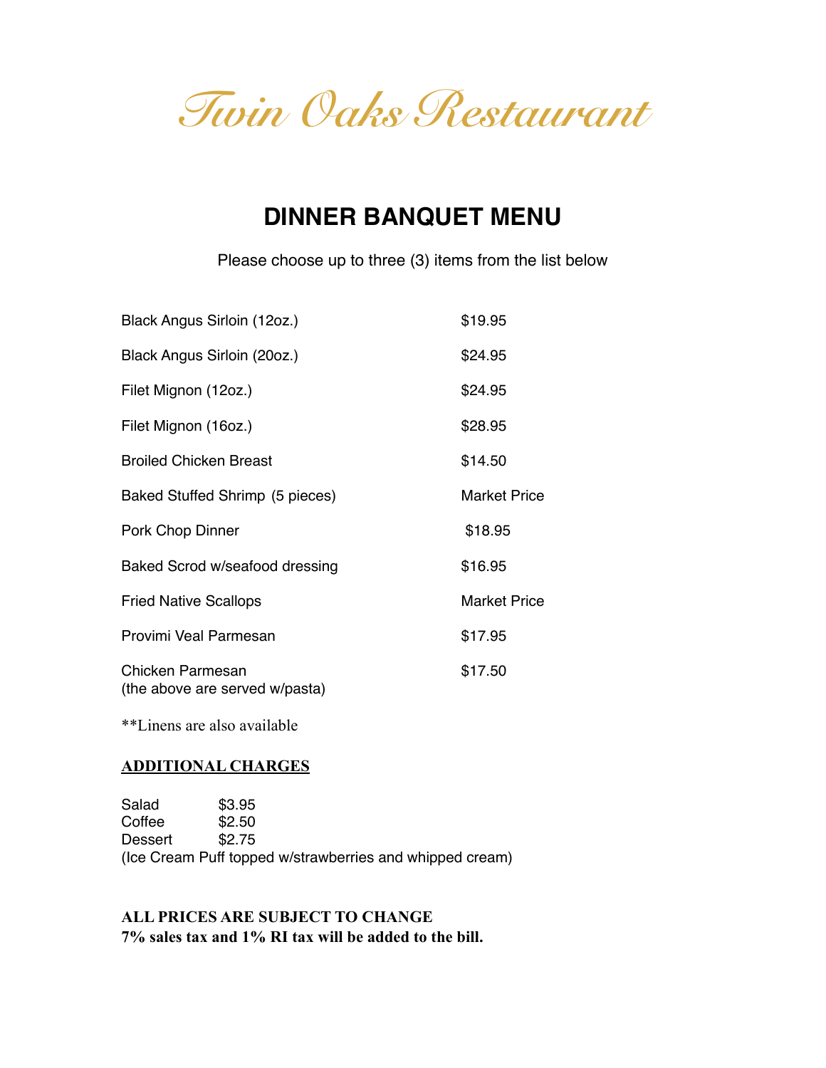# Twin Oaks Restaurant

## DINNER BANQUET MENU

Please choose up to three (3) items from the list below

| | |
|---|---|
| Black Angus Sirloin (12oz.) | $19.95 |
| Black Angus Sirloin (20oz.) | $24.95 |
| Filet Mignon (12oz.) | $24.95 |
| Filet Mignon (16oz.) | $28.95 |
| Broiled Chicken Breast | $14.50 |
| Baked Stuffed Shrimp (5 pieces) | Market Price |
| Pork Chop Dinner | $18.95 |
| Baked Scrod w/seafood dressing | $16.95 |
| Fried Native Scallops | Market Price |
| Provimi Veal Parmesan | $17.95 |
| Chicken Parmesan<br>(the above are served w/pasta) | $17.50 |

**Linens are also available

**<u>ADDITIONAL CHARGES</u>**

Salad $3.95
Coffee $2.50
Dessert $2.75
(Ice Cream Puff topped w/strawberries and whipped cream)

**ALL PRICES ARE SUBJECT TO CHANGE**
**7% sales tax and 1% RI tax will be added to the bill.**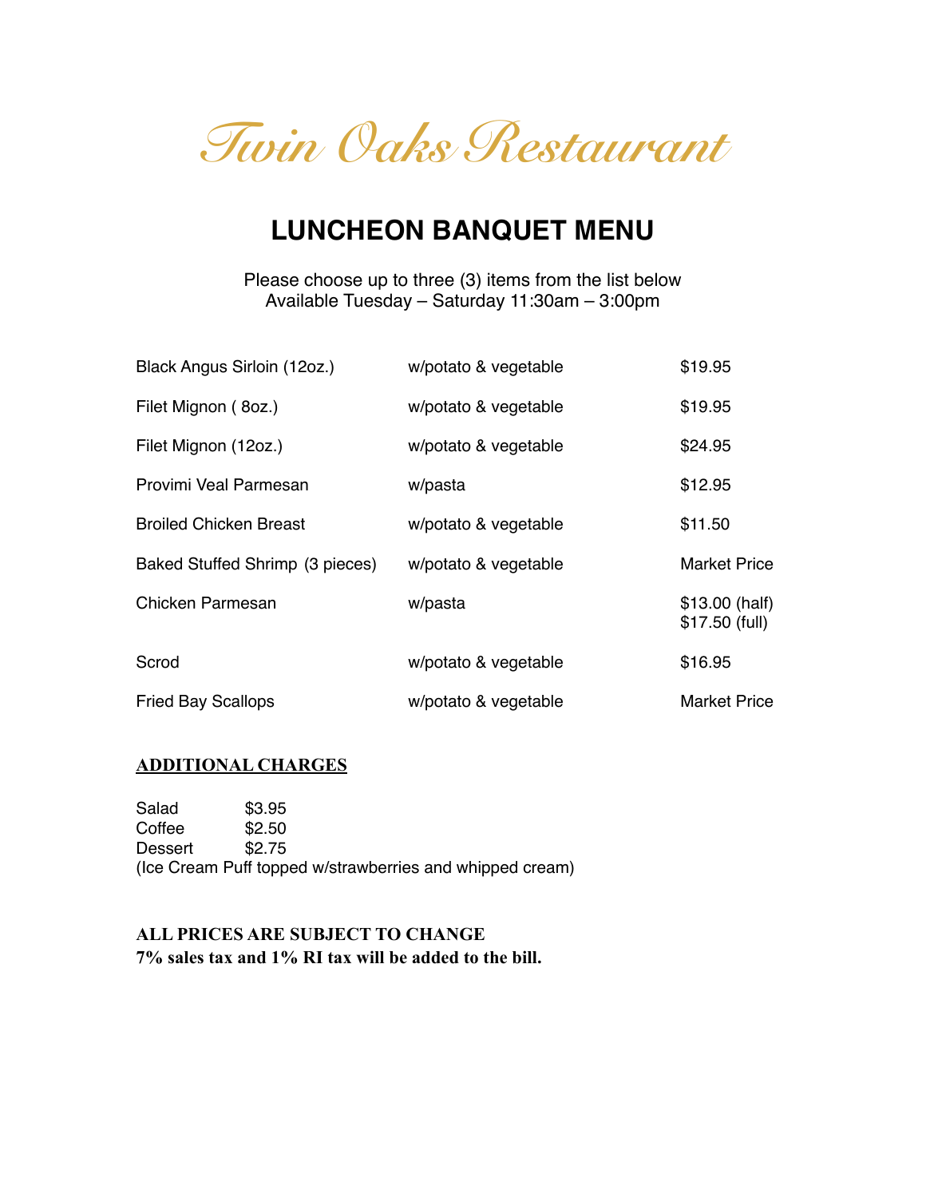# *Twin Oaks Restaurant*

## LUNCHEON BANQUET MENU

Please choose up to three (3) items from the list below
Available Tuesday – Saturday 11:30am – 3:00pm

| | | |
|---|---|---|
| Black Angus Sirloin (12oz.) | w/potato & vegetable | $19.95 |
| Filet Mignon ( 8oz.) | w/potato & vegetable | $19.95 |
| Filet Mignon (12oz.) | w/potato & vegetable | $24.95 |
| Provimi Veal Parmesan | w/pasta | $12.95 |
| Broiled Chicken Breast | w/potato & vegetable | $11.50 |
| Baked Stuffed Shrimp (3 pieces) | w/potato & vegetable | Market Price |
| Chicken Parmesan | w/pasta | $13.00 (half) $17.50 (full) |
| Scrod | w/potato & vegetable | $16.95 |
| Fried Bay Scallops | w/potato & vegetable | Market Price |

**ADDITIONAL CHARGES**

Salad $3.95
Coffee $2.50
Dessert $2.75
(Ice Cream Puff topped w/strawberries and whipped cream)

**ALL PRICES ARE SUBJECT TO CHANGE**
**7% sales tax and 1% RI tax will be added to the bill.**